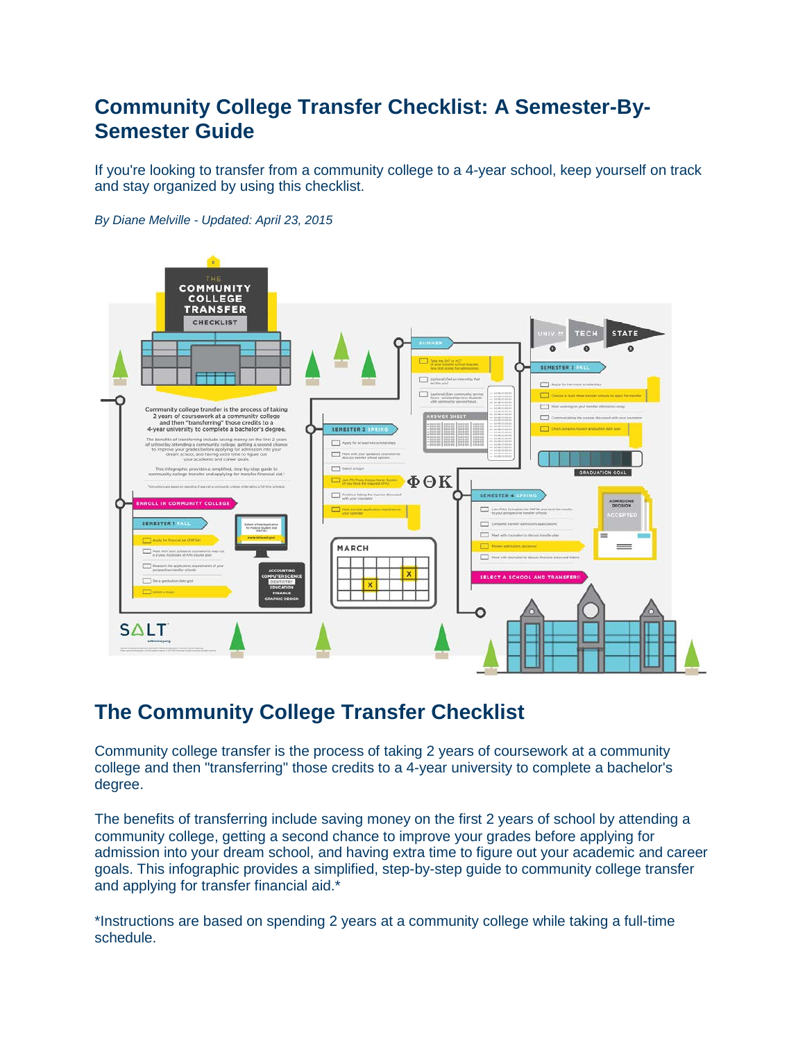# Community College Transfer Checklist: A Semester-By-Semester Guide

If you're looking to transfer from a community college to a 4-year school, keep yourself on track and stay organized by using this checklist.

*By Diane Melville - Updated: April 23, 2015*

## The Community College Transfer Checklist

Community college transfer is the process of taking 2 years of coursework at a community college and then "transferring" those credits to a 4-year university to complete a bachelor's degree.

The benefits of transferring include saving money on the first 2 years of school by attending a community college, getting a second chance to improve your grades before applying for admission into your dream school, and having extra time to figure out your academic and career goals. This infographic provides a simplified, step-by-step guide to community college transfer and applying for transfer financial aid.*

*Instructions are based on spending 2 years at a community college while taking a full-time schedule.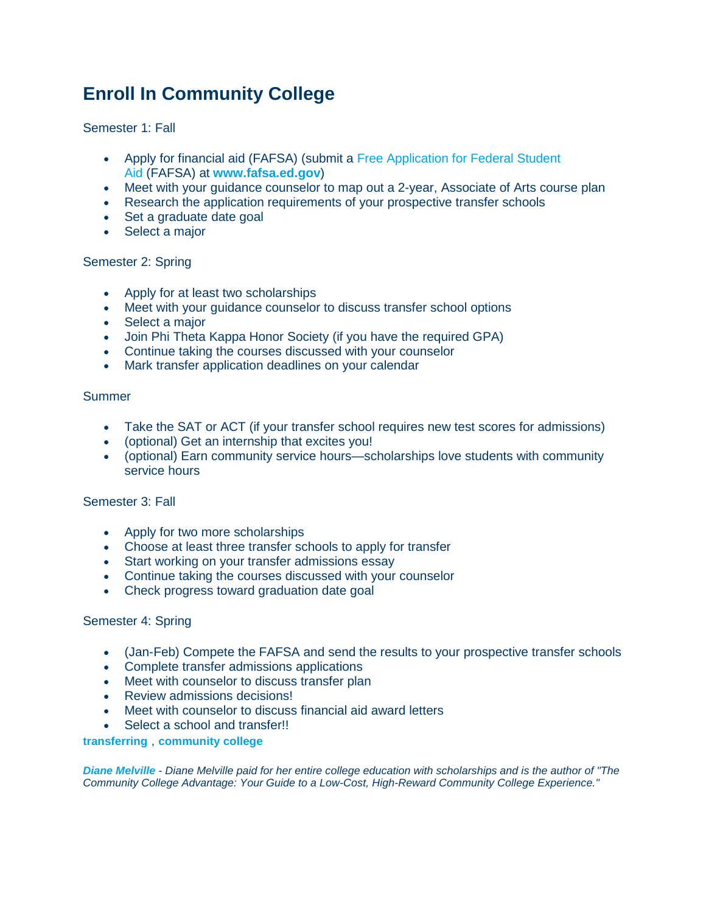# Enroll In Community College

Semester 1: Fall

- Apply for financial aid (FAFSA) (submit a Free Application for Federal Student Aid (FAFSA) at **www.fafsa.ed.gov**)
- Meet with your guidance counselor to map out a 2-year, Associate of Arts course plan
- Research the application requirements of your prospective transfer schools
- Set a graduate date goal
- Select a major

Semester 2: Spring

- Apply for at least two scholarships
- Meet with your guidance counselor to discuss transfer school options
- Select a major
- Join Phi Theta Kappa Honor Society (if you have the required GPA)
- Continue taking the courses discussed with your counselor
- Mark transfer application deadlines on your calendar

Summer

- Take the SAT or ACT (if your transfer school requires new test scores for admissions)
- (optional) Get an internship that excites you!
- (optional) Earn community service hours—scholarships love students with community service hours

Semester 3: Fall

- Apply for two more scholarships
- Choose at least three transfer schools to apply for transfer
- Start working on your transfer admissions essay
- Continue taking the courses discussed with your counselor
- Check progress toward graduation date goal

Semester 4: Spring

- (Jan-Feb) Compete the FAFSA and send the results to your prospective transfer schools
- Complete transfer admissions applications
- Meet with counselor to discuss transfer plan
- Review admissions decisions!
- Meet with counselor to discuss financial aid award letters
- Select a school and transfer!!

**transferring** , **community college**

***Diane Melville*** *- Diane Melville paid for her entire college education with scholarships and is the author of "The Community College Advantage: Your Guide to a Low-Cost, High-Reward Community College Experience."*